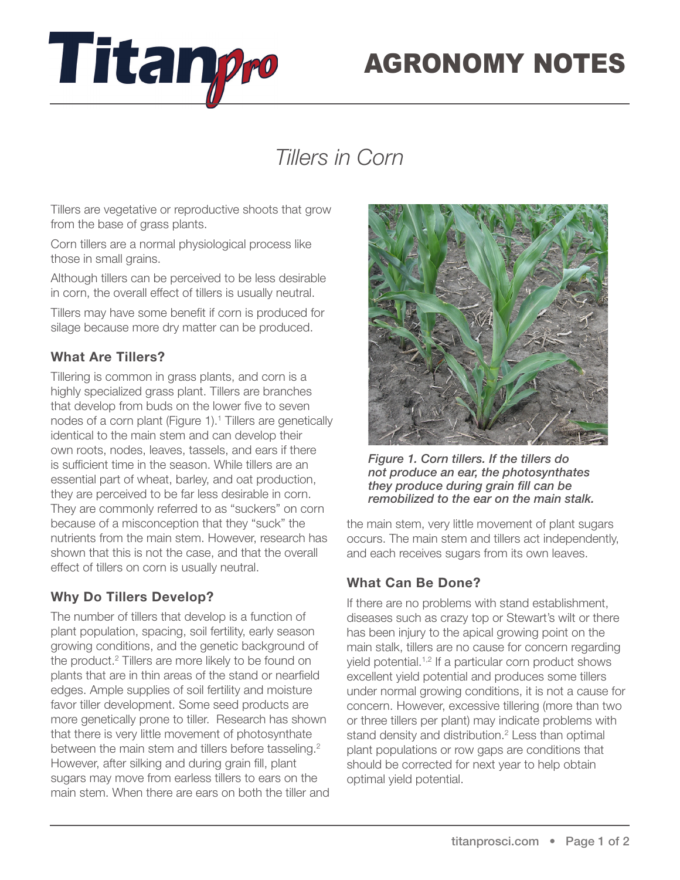# Tillers in Corn

Tillers are vegetative or reproductive shoots that grow from the base of grass plants.

Corn tillers are a normal physiological process like those in small grains.

Although tillers can be perceived to be less desirable in corn, the overall effect of tillers is usually neutral.

Tillers may have some benefit if corn is produced for silage because more dry matter can be produced.

## What Are Tillers?

Tillering is common in grass plants, and corn is a highly specialized grass plant. Tillers are branches that develop from buds on the lower five to seven nodes of a corn plant (Figure 1).[1] Tillers are genetically identical to the main stem and can develop their own roots, nodes, leaves, tassels, and ears if there is sufficient time in the season. While tillers are an essential part of wheat, barley, and oat production, they are perceived to be far less desirable in corn. They are commonly referred to as "suckers" on corn because of a misconception that they "suck" the nutrients from the main stem. However, research has shown that this is not the case, and that the overall effect of tillers on corn is usually neutral.

## Why Do Tillers Develop?

The number of tillers that develop is a function of plant population, spacing, soil fertility, early season growing conditions, and the genetic background of the product.[2] Tillers are more likely to be found on plants that are in thin areas of the stand or nearfield edges. Ample supplies of soil fertility and moisture favor tiller development. Some seed products are more genetically prone to tiller. Research has shown that there is very little movement of photosynthate between the main stem and tillers before tasseling.[2] However, after silking and during grain fill, plant sugars may move from earless tillers to ears on the main stem. When there are ears on both the tiller and the main stem, very little movement of plant sugars occurs. The main stem and tillers act independently, and each receives sugars from its own leaves.

*Figure 1. Corn tillers. If the tillers do not produce an ear, the photosynthates they produce during grain fill can be remobilized to the ear on the main stalk.*

## What Can Be Done?

If there are no problems with stand establishment, diseases such as crazy top or Stewart's wilt or there has been injury to the apical growing point on the main stalk, tillers are no cause for concern regarding yield potential.[1,2] If a particular corn product shows excellent yield potential and produces some tillers under normal growing conditions, it is not a cause for concern. However, excessive tillering (more than two or three tillers per plant) may indicate problems with stand density and distribution.[2] Less than optimal plant populations or row gaps are conditions that should be corrected for next year to help obtain optimal yield potential.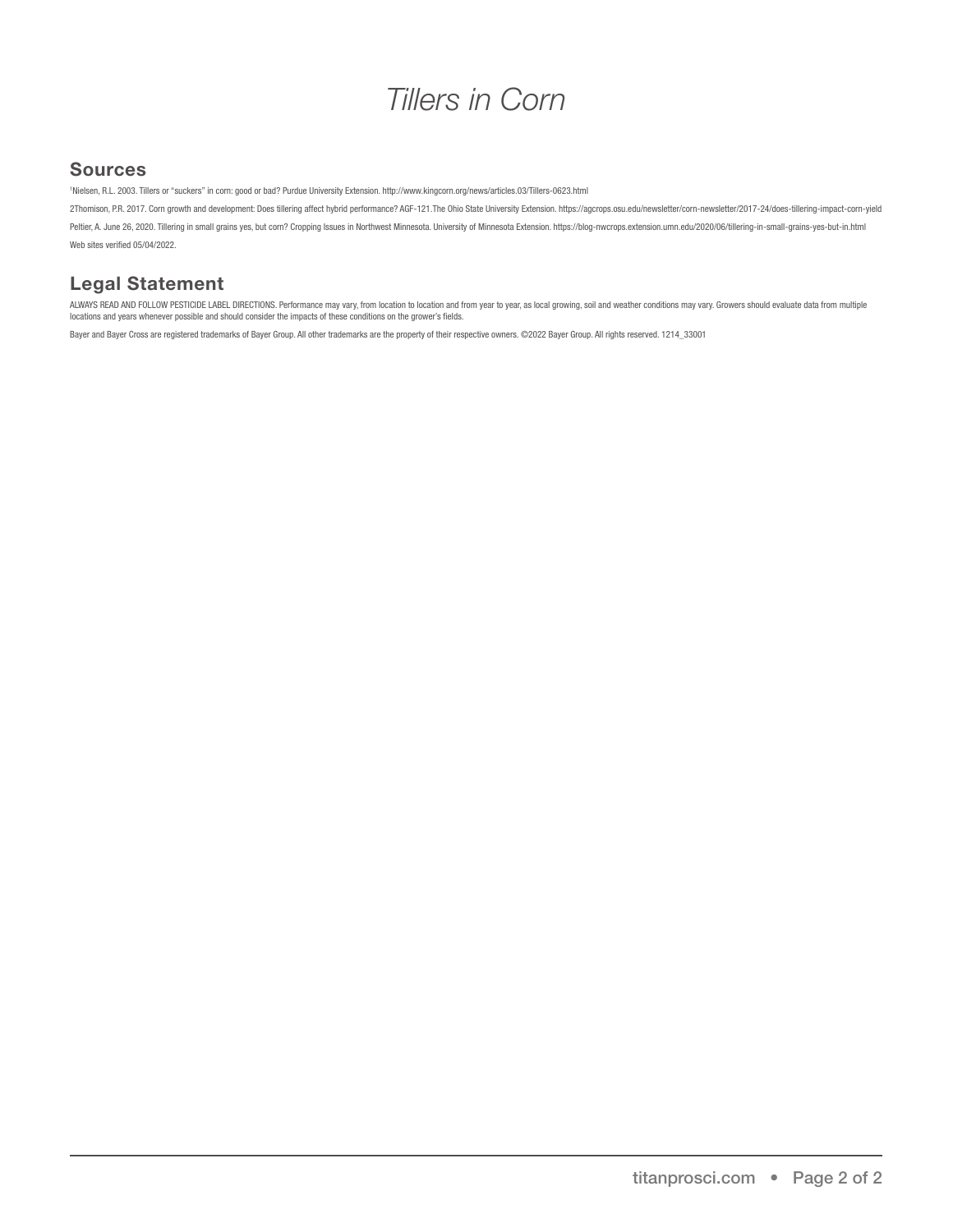## Sources

[1]Nielsen, R.L. 2003. Tillers or "suckers" in corn: good or bad? Purdue University Extension. http://www.kingcorn.org/news/articles.03/Tillers-0623.html

2Thomison, P.R. 2017. Corn growth and development: Does tillering affect hybrid performance? AGF-121.The Ohio State University Extension. https://agcrops.osu.edu/newsletter/corn-newsletter/2017-24/does-tillering-impact-corn-yield

Peltier, A. June 26, 2020. Tillering in small grains yes, but corn? Cropping Issues in Northwest Minnesota. University of Minnesota Extension. https://blog-nwcrops.extension.umn.edu/2020/06/tillering-in-small-grains-yes-but-in.html

Web sites verified 05/04/2022.

## Legal Statement

ALWAYS READ AND FOLLOW PESTICIDE LABEL DIRECTIONS. Performance may vary, from location to location and from year to year, as local growing, soil and weather conditions may vary. Growers should evaluate data from multiple locations and years whenever possible and should consider the impacts of these conditions on the grower's fields.

Bayer and Bayer Cross are registered trademarks of Bayer Group. All other trademarks are the property of their respective owners. ©2022 Bayer Group. All rights reserved. 1214_33001